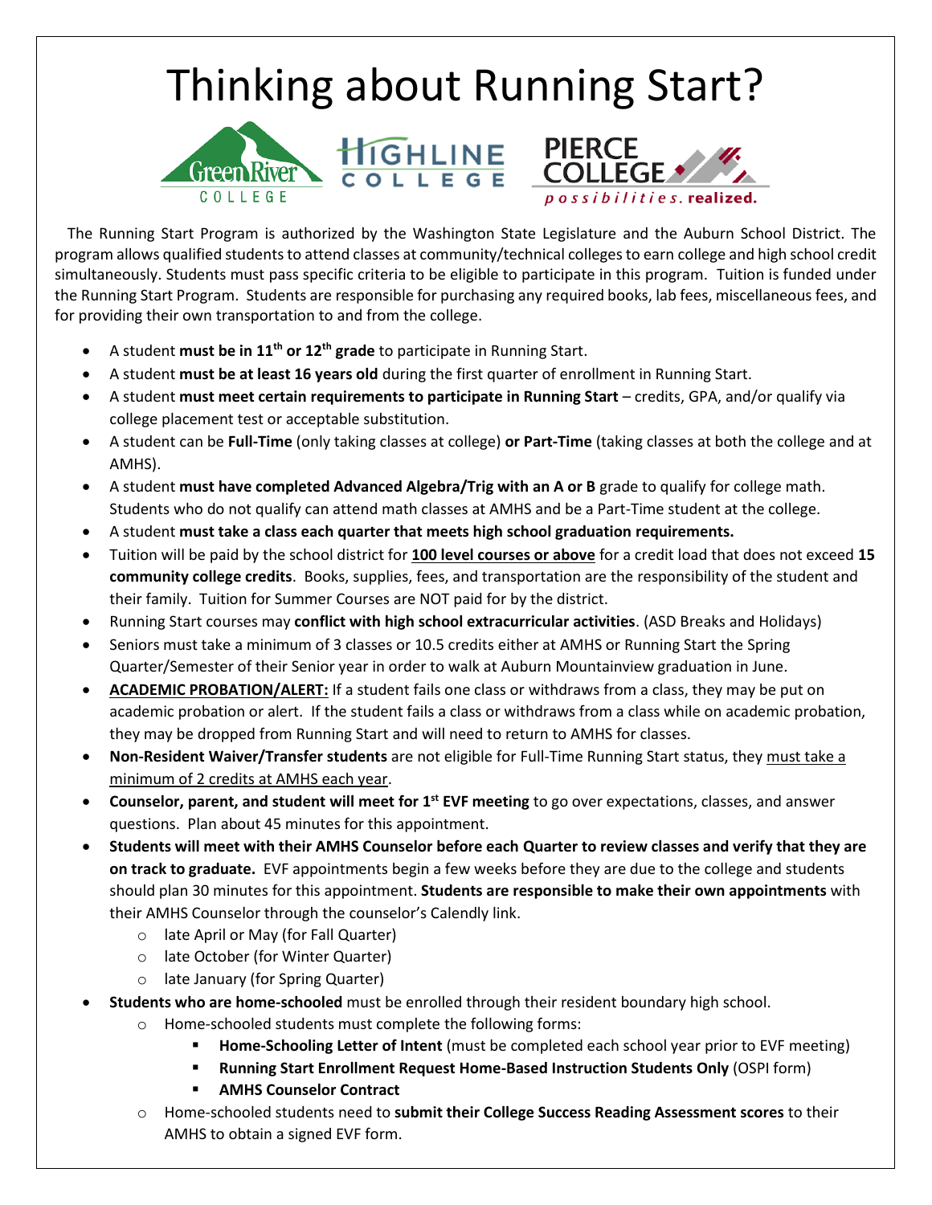# Thinking about Running Start?

The Running Start Program is authorized by the Washington State Legislature and the Auburn School District. The program allows qualified students to attend classes at community/technical colleges to earn college and high school credit simultaneously. Students must pass specific criteria to be eligible to participate in this program. Tuition is funded under the Running Start Program. Students are responsible for purchasing any required books, lab fees, miscellaneous fees, and for providing their own transportation to and from the college.

- A student **must be in 11th or 12th grade** to participate in Running Start.
- A student **must be at least 16 years old** during the first quarter of enrollment in Running Start.
- A student **must meet certain requirements to participate in Running Start** – credits, GPA, and/or qualify via college placement test or acceptable substitution.
- A student can be **Full-Time** (only taking classes at college) **or Part-Time** (taking classes at both the college and at AMHS).
- A student **must have completed Advanced Algebra/Trig with an A or B** grade to qualify for college math. Students who do not qualify can attend math classes at AMHS and be a Part-Time student at the college.
- A student **must take a class each quarter that meets high school graduation requirements.**
- Tuition will be paid by the school district for **100 level courses or above** for a credit load that does not exceed **15 community college credits**. Books, supplies, fees, and transportation are the responsibility of the student and their family. Tuition for Summer Courses are NOT paid for by the district.
- Running Start courses may **conflict with high school extracurricular activities**. (ASD Breaks and Holidays)
- Seniors must take a minimum of 3 classes or 10.5 credits either at AMHS or Running Start the Spring Quarter/Semester of their Senior year in order to walk at Auburn Mountainview graduation in June.
- **ACADEMIC PROBATION/ALERT:** If a student fails one class or withdraws from a class, they may be put on academic probation or alert. If the student fails a class or withdraws from a class while on academic probation, they may be dropped from Running Start and will need to return to AMHS for classes.
- **Non-Resident Waiver/Transfer students** are not eligible for Full-Time Running Start status, they must take a minimum of 2 credits at AMHS each year.
- **Counselor, parent, and student will meet for 1st EVF meeting** to go over expectations, classes, and answer questions. Plan about 45 minutes for this appointment.
- **Students will meet with their AMHS Counselor before each Quarter to review classes and verify that they are on track to graduate.** EVF appointments begin a few weeks before they are due to the college and students should plan 30 minutes for this appointment. **Students are responsible to make their own appointments** with their AMHS Counselor through the counselor's Calendly link.
  - late April or May (for Fall Quarter)
  - late October (for Winter Quarter)
  - late January (for Spring Quarter)
- **Students who are home-schooled** must be enrolled through their resident boundary high school.
  - Home-schooled students must complete the following forms:
    - **Home-Schooling Letter of Intent** (must be completed each school year prior to EVF meeting)
    - **Running Start Enrollment Request Home-Based Instruction Students Only** (OSPI form)
    - **AMHS Counselor Contract**
  - Home-schooled students need to **submit their College Success Reading Assessment scores** to their AMHS to obtain a signed EVF form.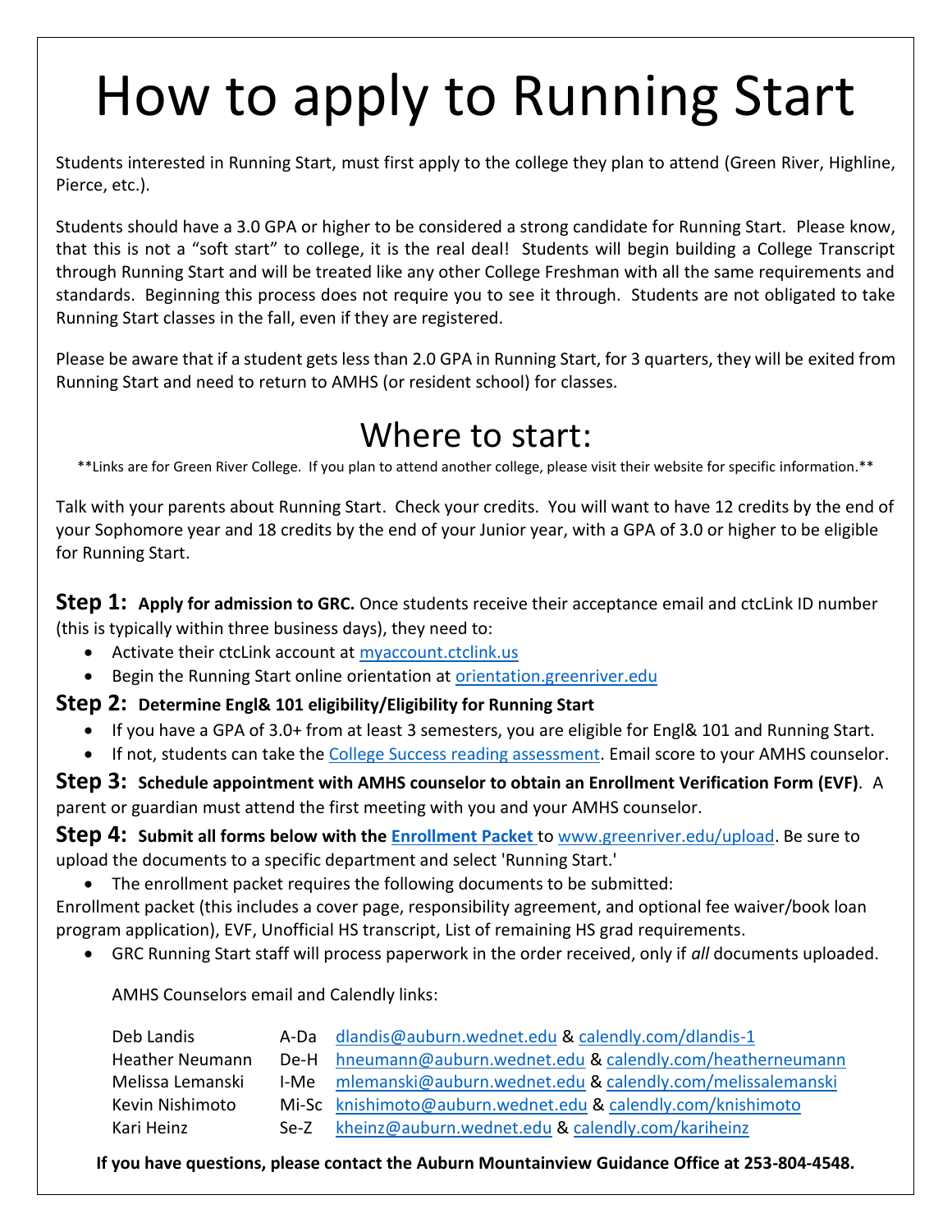# How to apply to Running Start

Students interested in Running Start, must first apply to the college they plan to attend (Green River, Highline, Pierce, etc.).

Students should have a 3.0 GPA or higher to be considered a strong candidate for Running Start. Please know, that this is not a "soft start" to college, it is the real deal! Students will begin building a College Transcript through Running Start and will be treated like any other College Freshman with all the same requirements and standards. Beginning this process does not require you to see it through. Students are not obligated to take Running Start classes in the fall, even if they are registered.

Please be aware that if a student gets less than 2.0 GPA in Running Start, for 3 quarters, they will be exited from Running Start and need to return to AMHS (or resident school) for classes.

## Where to start:

**Links are for Green River College. If you plan to attend another college, please visit their website for specific information.**

Talk with your parents about Running Start. Check your credits. You will want to have 12 credits by the end of your Sophomore year and 18 credits by the end of your Junior year, with a GPA of 3.0 or higher to be eligible for Running Start.

**Step 1: Apply for admission to GRC.** Once students receive their acceptance email and ctcLink ID number (this is typically within three business days), they need to:

- Activate their ctcLink account at myaccount.ctclink.us
- Begin the Running Start online orientation at orientation.greenriver.edu

**Step 2: Determine Engl& 101 eligibility/Eligibility for Running Start**

- If you have a GPA of 3.0+ from at least 3 semesters, you are eligible for Engl& 101 and Running Start.
- If not, students can take the College Success reading assessment. Email score to your AMHS counselor.

**Step 3: Schedule appointment with AMHS counselor to obtain an Enrollment Verification Form (EVF)**. A parent or guardian must attend the first meeting with you and your AMHS counselor.

**Step 4: Submit all forms below with the Enrollment Packet** to www.greenriver.edu/upload. Be sure to upload the documents to a specific department and select 'Running Start.'

- The enrollment packet requires the following documents to be submitted:

Enrollment packet (this includes a cover page, responsibility agreement, and optional fee waiver/book loan program application), EVF, Unofficial HS transcript, List of remaining HS grad requirements.

- GRC Running Start staff will process paperwork in the order received, only if *all* documents uploaded.

AMHS Counselors email and Calendly links:

| | | |
|---|---|---|
| Deb Landis | A-Da | dlandis@auburn.wednet.edu & calendly.com/dlandis-1 |
| Heather Neumann | De-H | hneumann@auburn.wednet.edu & calendly.com/heatherneumann |
| Melissa Lemanski | I-Me | mlemanski@auburn.wednet.edu & calendly.com/melissalemanski |
| Kevin Nishimoto | Mi-Sc | knishimoto@auburn.wednet.edu & calendly.com/knishimoto |
| Kari Heinz | Se-Z | kheinz@auburn.wednet.edu & calendly.com/kariheinz |

**If you have questions, please contact the Auburn Mountainview Guidance Office at 253-804-4548.**